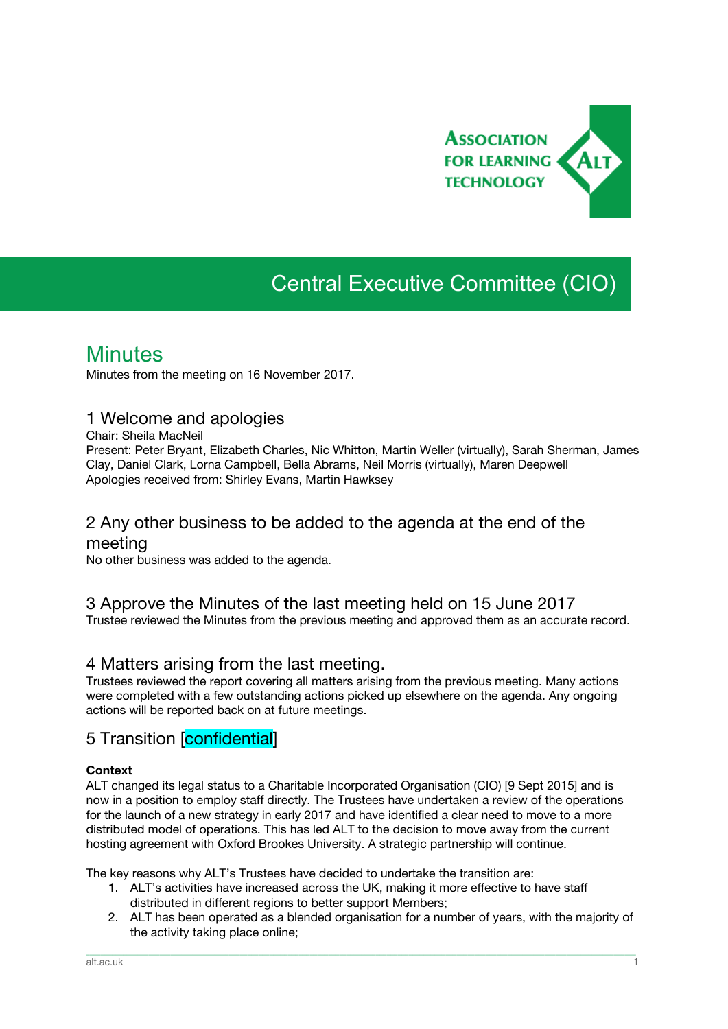# Central Executive Committee (CIO)

## Minutes

Minutes from the meeting on 16 November 2017.

### 1 Welcome and apologies

Chair: Sheila MacNeil
Present: Peter Bryant, Elizabeth Charles, Nic Whitton, Martin Weller (virtually), Sarah Sherman, James Clay, Daniel Clark, Lorna Campbell, Bella Abrams, Neil Morris (virtually), Maren Deepwell
Apologies received from: Shirley Evans, Martin Hawksey

### 2 Any other business to be added to the agenda at the end of the meeting

No other business was added to the agenda.

### 3 Approve the Minutes of the last meeting held on 15 June 2017

Trustee reviewed the Minutes from the previous meeting and approved them as an accurate record.

### 4 Matters arising from the last meeting.

Trustees reviewed the report covering all matters arising from the previous meeting. Many actions were completed with a few outstanding actions picked up elsewhere on the agenda. Any ongoing actions will be reported back on at future meetings.

### 5 Transition [confidential]

**Context**

ALT changed its legal status to a Charitable Incorporated Organisation (CIO) [9 Sept 2015] and is now in a position to employ staff directly. The Trustees have undertaken a review of the operations for the launch of a new strategy in early 2017 and have identified a clear need to move to a more distributed model of operations. This has led ALT to the decision to move away from the current hosting agreement with Oxford Brookes University. A strategic partnership will continue.

The key reasons why ALT's Trustees have decided to undertake the transition are:

1. ALT's activities have increased across the UK, making it more effective to have staff distributed in different regions to better support Members;
2. ALT has been operated as a blended organisation for a number of years, with the majority of the activity taking place online;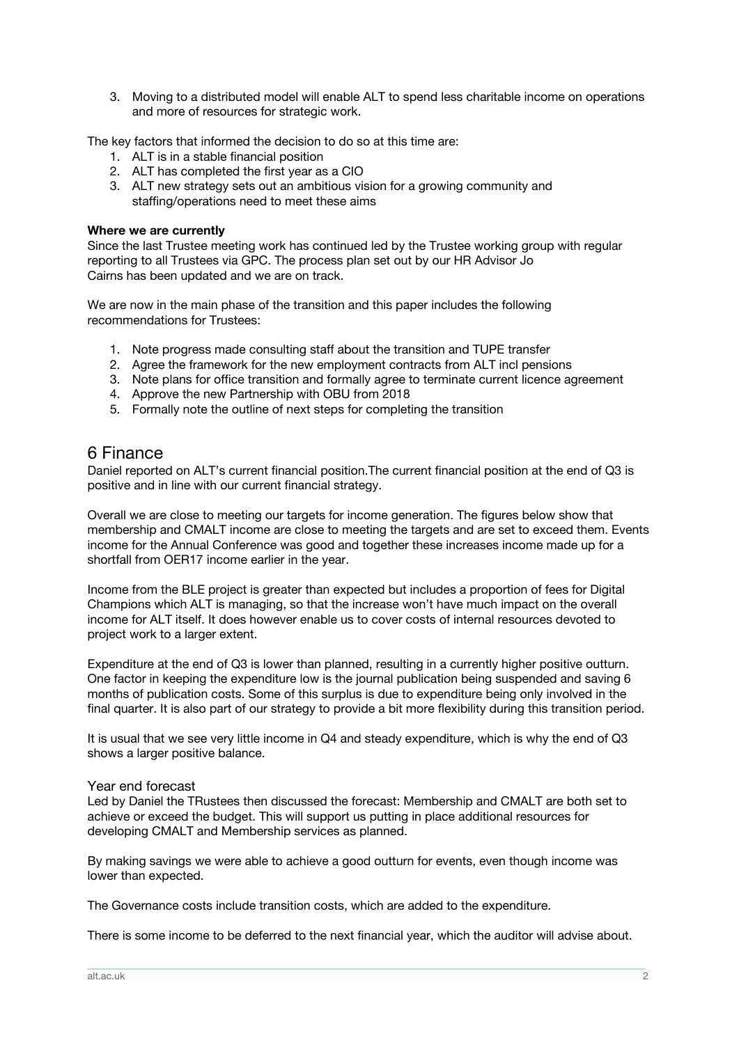3. Moving to a distributed model will enable ALT to spend less charitable income on operations and more of resources for strategic work.

The key factors that informed the decision to do so at this time are:

1. ALT is in a stable financial position
2. ALT has completed the first year as a CIO
3. ALT new strategy sets out an ambitious vision for a growing community and staffing/operations need to meet these aims

**Where we are currently**

Since the last Trustee meeting work has continued led by the Trustee working group with regular reporting to all Trustees via GPC. The process plan set out by our HR Advisor Jo Cairns has been updated and we are on track.

We are now in the main phase of the transition and this paper includes the following recommendations for Trustees:

1. Note progress made consulting staff about the transition and TUPE transfer
2. Agree the framework for the new employment contracts from ALT incl pensions
3. Note plans for office transition and formally agree to terminate current licence agreement
4. Approve the new Partnership with OBU from 2018
5. Formally note the outline of next steps for completing the transition

## 6 Finance

Daniel reported on ALT's current financial position.The current financial position at the end of Q3 is positive and in line with our current financial strategy.

Overall we are close to meeting our targets for income generation. The figures below show that membership and CMALT income are close to meeting the targets and are set to exceed them. Events income for the Annual Conference was good and together these increases income made up for a shortfall from OER17 income earlier in the year.

Income from the BLE project is greater than expected but includes a proportion of fees for Digital Champions which ALT is managing, so that the increase won't have much impact on the overall income for ALT itself. It does however enable us to cover costs of internal resources devoted to project work to a larger extent.

Expenditure at the end of Q3 is lower than planned, resulting in a currently higher positive outturn. One factor in keeping the expenditure low is the journal publication being suspended and saving 6 months of publication costs. Some of this surplus is due to expenditure being only involved in the final quarter. It is also part of our strategy to provide a bit more flexibility during this transition period.

It is usual that we see very little income in Q4 and steady expenditure, which is why the end of Q3 shows a larger positive balance.

### Year end forecast

Led by Daniel the TRustees then discussed the forecast: Membership and CMALT are both set to achieve or exceed the budget. This will support us putting in place additional resources for developing CMALT and Membership services as planned.

By making savings we were able to achieve a good outturn for events, even though income was lower than expected.

The Governance costs include transition costs, which are added to the expenditure.

There is some income to be deferred to the next financial year, which the auditor will advise about.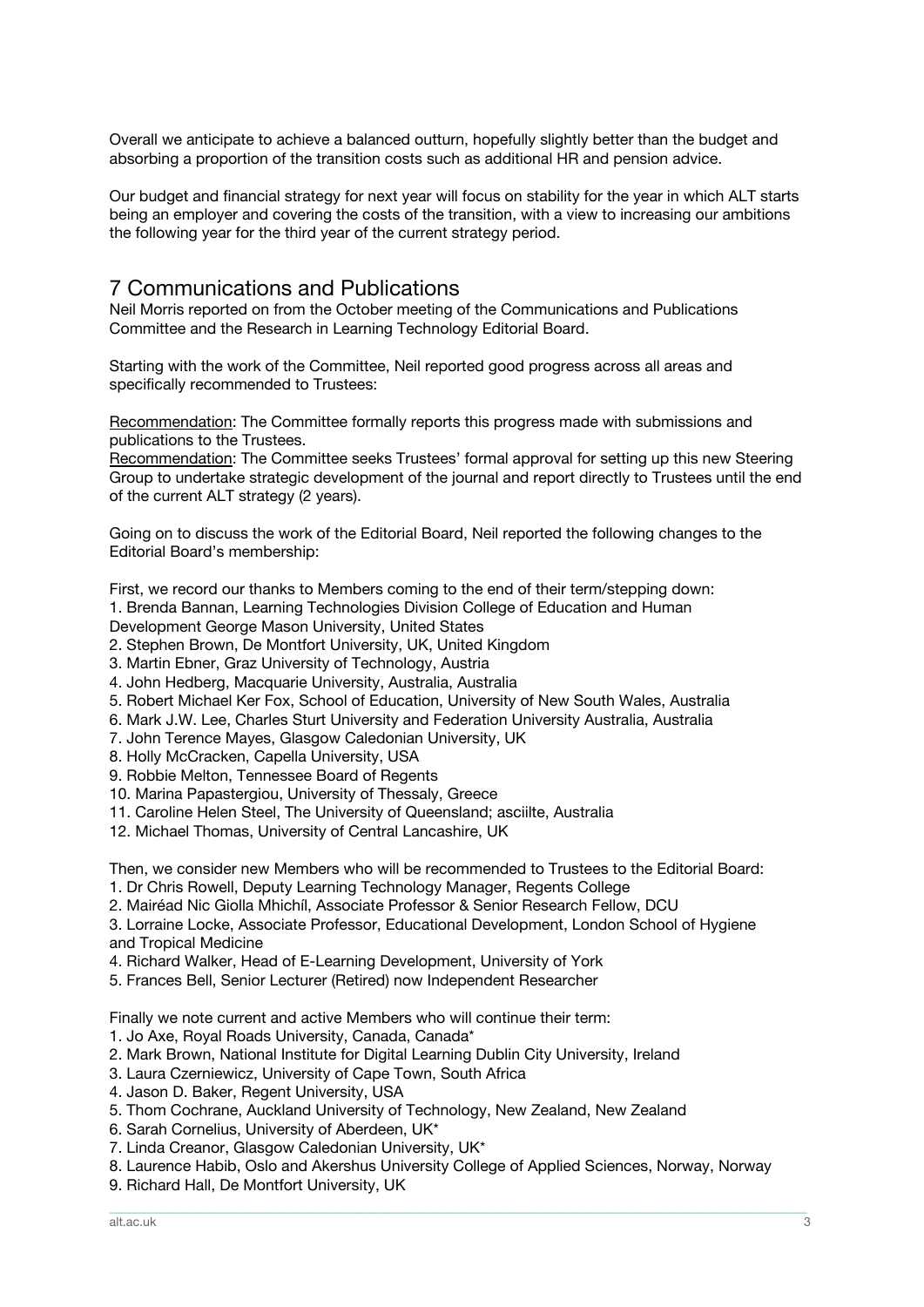Overall we anticipate to achieve a balanced outturn, hopefully slightly better than the budget and absorbing a proportion of the transition costs such as additional HR and pension advice.

Our budget and financial strategy for next year will focus on stability for the year in which ALT starts being an employer and covering the costs of the transition, with a view to increasing our ambitions the following year for the third year of the current strategy period.

## 7 Communications and Publications

Neil Morris reported on from the October meeting of the Communications and Publications Committee and the Research in Learning Technology Editorial Board.

Starting with the work of the Committee, Neil reported good progress across all areas and specifically recommended to Trustees:

Recommendation: The Committee formally reports this progress made with submissions and publications to the Trustees.
Recommendation: The Committee seeks Trustees' formal approval for setting up this new Steering Group to undertake strategic development of the journal and report directly to Trustees until the end of the current ALT strategy (2 years).

Going on to discuss the work of the Editorial Board, Neil reported the following changes to the Editorial Board's membership:

First, we record our thanks to Members coming to the end of their term/stepping down:
1. Brenda Bannan, Learning Technologies Division College of Education and Human Development George Mason University, United States
2. Stephen Brown, De Montfort University, UK, United Kingdom
3. Martin Ebner, Graz University of Technology, Austria
4. John Hedberg, Macquarie University, Australia, Australia
5. Robert Michael Ker Fox, School of Education, University of New South Wales, Australia
6. Mark J.W. Lee, Charles Sturt University and Federation University Australia, Australia
7. John Terence Mayes, Glasgow Caledonian University, UK
8. Holly McCracken, Capella University, USA
9. Robbie Melton, Tennessee Board of Regents
10. Marina Papastergiou, University of Thessaly, Greece
11. Caroline Helen Steel, The University of Queensland; asciilte, Australia
12. Michael Thomas, University of Central Lancashire, UK

Then, we consider new Members who will be recommended to Trustees to the Editorial Board:
1. Dr Chris Rowell, Deputy Learning Technology Manager, Regents College
2. Mairéad Nic Giolla Mhichíl, Associate Professor & Senior Research Fellow, DCU
3. Lorraine Locke, Associate Professor, Educational Development, London School of Hygiene and Tropical Medicine
4. Richard Walker, Head of E-Learning Development, University of York
5. Frances Bell, Senior Lecturer (Retired) now Independent Researcher

Finally we note current and active Members who will continue their term:
1. Jo Axe, Royal Roads University, Canada, Canada*
2. Mark Brown, National Institute for Digital Learning Dublin City University, Ireland
3. Laura Czerniewicz, University of Cape Town, South Africa
4. Jason D. Baker, Regent University, USA
5. Thom Cochrane, Auckland University of Technology, New Zealand, New Zealand
6. Sarah Cornelius, University of Aberdeen, UK*
7. Linda Creanor, Glasgow Caledonian University, UK*
8. Laurence Habib, Oslo and Akershus University College of Applied Sciences, Norway, Norway
9. Richard Hall, De Montfort University, UK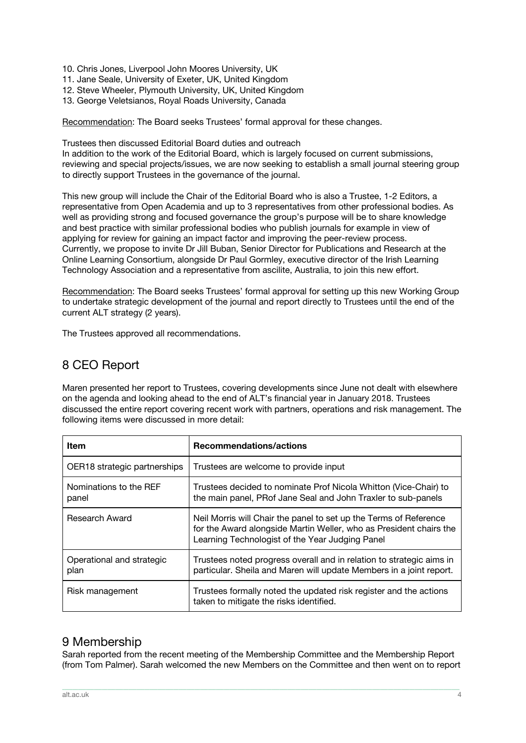10. Chris Jones, Liverpool John Moores University, UK
11. Jane Seale, University of Exeter, UK, United Kingdom
12. Steve Wheeler, Plymouth University, UK, United Kingdom
13. George Veletsianos, Royal Roads University, Canada

Recommendation: The Board seeks Trustees' formal approval for these changes.

Trustees then discussed Editorial Board duties and outreach
In addition to the work of the Editorial Board, which is largely focused on current submissions, reviewing and special projects/issues, we are now seeking to establish a small journal steering group to directly support Trustees in the governance of the journal.

This new group will include the Chair of the Editorial Board who is also a Trustee, 1-2 Editors, a representative from Open Academia and up to 3 representatives from other professional bodies. As well as providing strong and focused governance the group's purpose will be to share knowledge and best practice with similar professional bodies who publish journals for example in view of applying for review for gaining an impact factor and improving the peer-review process.
Currently, we propose to invite Dr Jill Buban, Senior Director for Publications and Research at the Online Learning Consortium, alongside Dr Paul Gormley, executive director of the Irish Learning Technology Association and a representative from ascilite, Australia, to join this new effort.

Recommendation: The Board seeks Trustees' formal approval for setting up this new Working Group to undertake strategic development of the journal and report directly to Trustees until the end of the current ALT strategy (2 years).

The Trustees approved all recommendations.

## 8 CEO Report

Maren presented her report to Trustees, covering developments since June not dealt with elsewhere on the agenda and looking ahead to the end of ALT's financial year in January 2018. Trustees discussed the entire report covering recent work with partners, operations and risk management. The following items were discussed in more detail:

| Item | Recommendations/actions |
|---|---|
| OER18 strategic partnerships | Trustees are welcome to provide input |
| Nominations to the REF panel | Trustees decided to nominate Prof Nicola Whitton (Vice-Chair) to the main panel, PRof Jane Seal and John Traxler to sub-panels |
| Research Award | Neil Morris will Chair the panel to set up the Terms of Reference for the Award alongside Martin Weller, who as President chairs the Learning Technologist of the Year Judging Panel |
| Operational and strategic plan | Trustees noted progress overall and in relation to strategic aims in particular. Sheila and Maren will update Members in a joint report. |
| Risk management | Trustees formally noted the updated risk register and the actions taken to mitigate the risks identified. |

## 9 Membership

Sarah reported from the recent meeting of the Membership Committee and the Membership Report (from Tom Palmer). Sarah welcomed the new Members on the Committee and then went on to report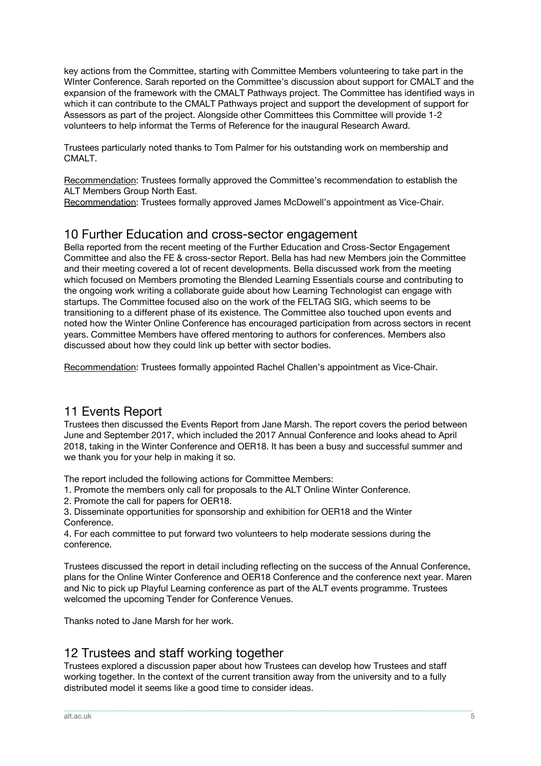key actions from the Committee, starting with Committee Members volunteering to take part in the WInter Conference. Sarah reported on the Committee's discussion about support for CMALT and the expansion of the framework with the CMALT Pathways project. The Committee has identified ways in which it can contribute to the CMALT Pathways project and support the development of support for Assessors as part of the project. Alongside other Committees this Committee will provide 1-2 volunteers to help informat the Terms of Reference for the inaugural Research Award.

Trustees particularly noted thanks to Tom Palmer for his outstanding work on membership and CMALT.

Recommendation: Trustees formally approved the Committee's recommendation to establish the ALT Members Group North East.
Recommendation: Trustees formally approved James McDowell's appointment as Vice-Chair.

## 10 Further Education and cross-sector engagement

Bella reported from the recent meeting of the Further Education and Cross-Sector Engagement Committee and also the FE & cross-sector Report. Bella has had new Members join the Committee and their meeting covered a lot of recent developments. Bella discussed work from the meeting which focused on Members promoting the Blended Learning Essentials course and contributing to the ongoing work writing a collaborate guide about how Learning Technologist can engage with startups. The Committee focused also on the work of the FELTAG SIG, which seems to be transitioning to a different phase of its existence. The Committee also touched upon events and noted how the Winter Online Conference has encouraged participation from across sectors in recent years. Committee Members have offered mentoring to authors for conferences. Members also discussed about how they could link up better with sector bodies.

Recommendation: Trustees formally appointed Rachel Challen's appointment as Vice-Chair.

## 11 Events Report

Trustees then discussed the Events Report from Jane Marsh. The report covers the period between June and September 2017, which included the 2017 Annual Conference and looks ahead to April 2018, taking in the Winter Conference and OER18. It has been a busy and successful summer and we thank you for your help in making it so.

The report included the following actions for Committee Members:

1. Promote the members only call for proposals to the ALT Online Winter Conference.
2. Promote the call for papers for OER18.
3. Disseminate opportunities for sponsorship and exhibition for OER18 and the Winter Conference.
4. For each committee to put forward two volunteers to help moderate sessions during the conference.

Trustees discussed the report in detail including reflecting on the success of the Annual Conference, plans for the Online Winter Conference and OER18 Conference and the conference next year. Maren and Nic to pick up Playful Learning conference as part of the ALT events programme. Trustees welcomed the upcoming Tender for Conference Venues.

Thanks noted to Jane Marsh for her work.

## 12 Trustees and staff working together

Trustees explored a discussion paper about how Trustees can develop how Trustees and staff working together. In the context of the current transition away from the university and to a fully distributed model it seems like a good time to consider ideas.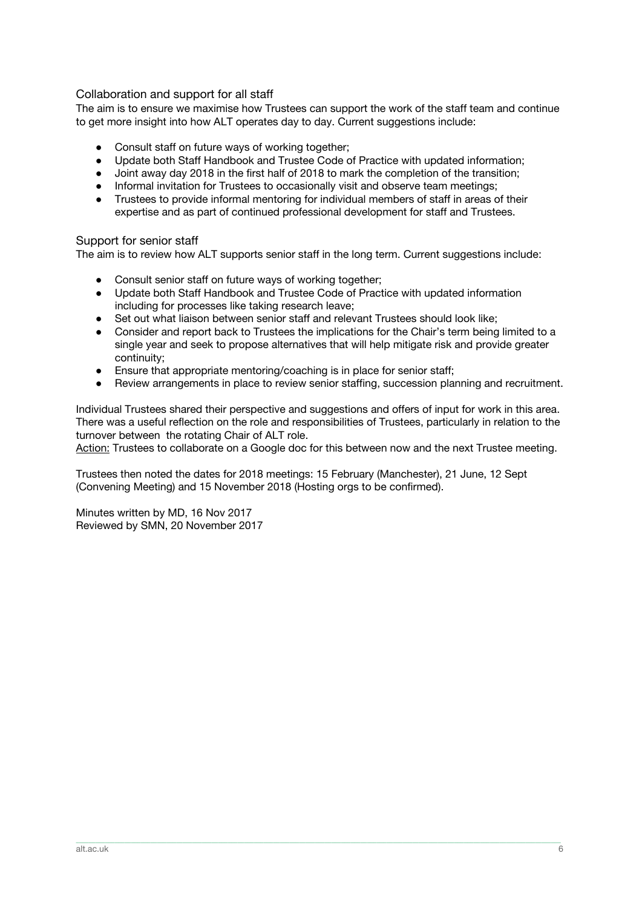### Collaboration and support for all staff

The aim is to ensure we maximise how Trustees can support the work of the staff team and continue to get more insight into how ALT operates day to day. Current suggestions include:

- Consult staff on future ways of working together;
- Update both Staff Handbook and Trustee Code of Practice with updated information;
- Joint away day 2018 in the first half of 2018 to mark the completion of the transition;
- Informal invitation for Trustees to occasionally visit and observe team meetings;
- Trustees to provide informal mentoring for individual members of staff in areas of their expertise and as part of continued professional development for staff and Trustees.

### Support for senior staff

The aim is to review how ALT supports senior staff in the long term. Current suggestions include:

- Consult senior staff on future ways of working together;
- Update both Staff Handbook and Trustee Code of Practice with updated information including for processes like taking research leave;
- Set out what liaison between senior staff and relevant Trustees should look like;
- Consider and report back to Trustees the implications for the Chair's term being limited to a single year and seek to propose alternatives that will help mitigate risk and provide greater continuity;
- Ensure that appropriate mentoring/coaching is in place for senior staff;
- Review arrangements in place to review senior staffing, succession planning and recruitment.

Individual Trustees shared their perspective and suggestions and offers of input for work in this area. There was a useful reflection on the role and responsibilities of Trustees, particularly in relation to the turnover between the rotating Chair of ALT role.

Action: Trustees to collaborate on a Google doc for this between now and the next Trustee meeting.

Trustees then noted the dates for 2018 meetings: 15 February (Manchester), 21 June, 12 Sept (Convening Meeting) and 15 November 2018 (Hosting orgs to be confirmed).

Minutes written by MD, 16 Nov 2017
Reviewed by SMN, 20 November 2017